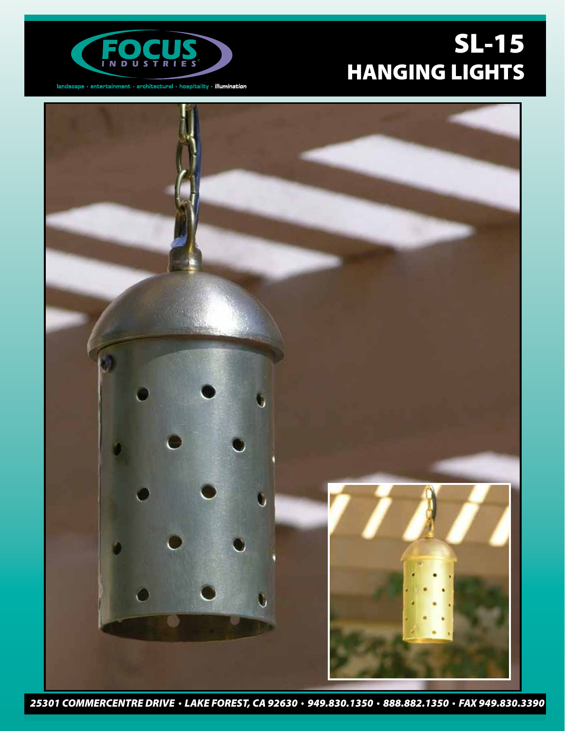FOCUS INDUSTRIES

landscape · entertainment · architectural · hospitality · *illumination*

# SL-15
# HANGING LIGHTS

***25301 COMMERCENTRE DRIVE • LAKE FOREST, CA 92630 • 949.830.1350 • 888.882.1350 • FAX 949.830.3390***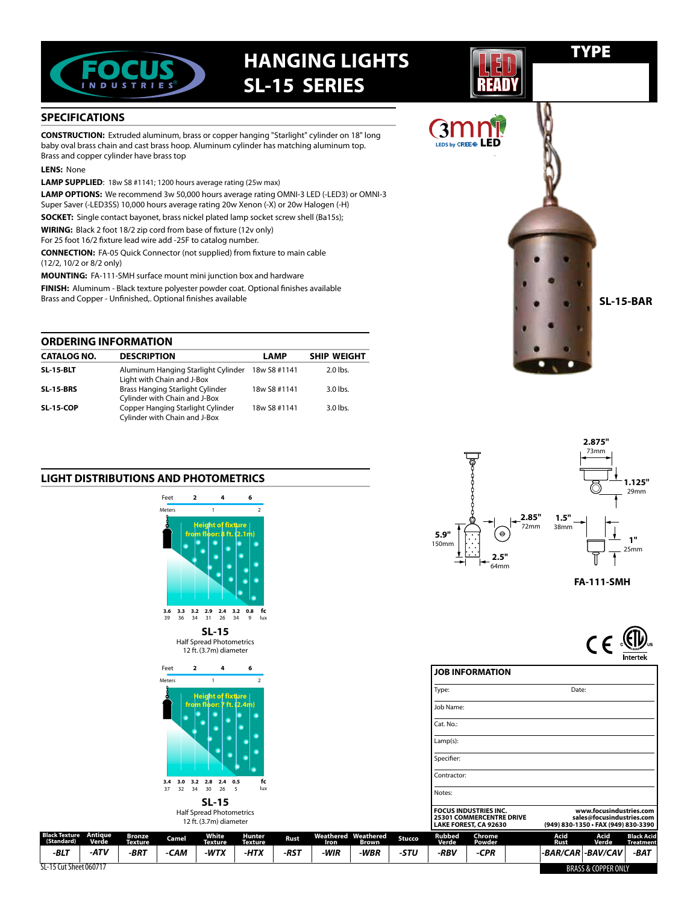# HANGING LIGHTS SL-15 SERIES

TYPE

## SPECIFICATIONS

**CONSTRUCTION:** Extruded aluminum, brass or copper hanging "Starlight" cylinder on 18" long baby oval brass chain and cast brass hoop. Aluminum cylinder has matching aluminum top. Brass and copper cylinder have brass top

**LENS:** None

**LAMP SUPPLIED**: 18w S8 #1141; 1200 hours average rating (25w max)

**LAMP OPTIONS:** We recommend 3w 50,000 hours average rating OMNI-3 LED (-LED3) or OMNI-3 Super Saver (-LED3SS) 10,000 hours average rating 20w Xenon (-X) or 20w Halogen (-H)

**SOCKET:** Single contact bayonet, brass nickel plated lamp socket screw shell (Ba15s);

**WIRING:** Black 2 foot 18/2 zip cord from base of fixture (12v only)
For 25 foot 16/2 fixture lead wire add -25F to catalog number.

**CONNECTION:** FA-05 Quick Connector (not supplied) from fixture to main cable (12/2, 10/2 or 8/2 only)

**MOUNTING:** FA-111-SMH surface mount mini junction box and hardware

**FINISH:** Aluminum - Black texture polyester powder coat. Optional finishes available
Brass and Copper - Unfinished,. Optional finishes available

Omni LEDS by CREE LED

SL-15-BAR

## ORDERING INFORMATION

| CATALOG NO. | DESCRIPTION | LAMP | SHIP WEIGHT |
|---|---|---|---|
| **SL-15-BLT** | Aluminum Hanging Starlight Cylinder Light with Chain and J-Box | 18w S8 #1141 | 2.0 lbs. |
| **SL-15-BRS** | Brass Hanging Starlight Cylinder Cylinder with Chain and J-Box | 18w S8 #1141 | 3.0 lbs. |
| **SL-15-COP** | Copper Hanging Starlight Cylinder Cylinder with Chain and J-Box | 18w S8 #1141 | 3.0 lbs. |

2.875" 73mm
1.125" 29mm
5.9" 150mm
2.85" 72mm
2.5" 64mm
1.5" 38mm
1" 25mm

FA-111-SMH

## LIGHT DISTRIBUTIONS AND PHOTOMETRICS

Feet 2 4 6
Meters 1 2
Height of fixture from floor: 8 ft. (2.1m)
3.6 3.3 3.2 2.9 2.4 3.2 0.8 fc
39 36 34 31 26 34 9 lux

**SL-15**
Half Spread Photometrics
12 ft. (3.7m) diameter

Feet 2 4 6
Meters 1 2
Height of fixture from floor: 7 ft. (2.4m)
3.4 3.0 3.2 2.8 2.4 0.5 fc
37 32 34 30 26 5 lux

**SL-15**
Half Spread Photometrics
12 ft. (3.7m) diameter

CE cETLus Intertek

| JOB INFORMATION | |
|---|---|
| Type: | Date: |
| Job Name: | |
| Cat. No.: | |
| Lamp(s): | |
| Specifier: | |
| Contractor: | |
| Notes: | |

**FOCUS INDUSTRIES INC.**
**25301 COMMERCENTRE DRIVE**
**LAKE FOREST, CA 92630**

**www.focusindustries.com**
**sales@focusindustries.com**
**(949) 830-1350 • FAX (949) 830-3390**

| Black Texture (Standard) | Antique Verde | Bronze Texture | Camel | White Texture | Hunter Texture | Rust | Weathered Iron | Weathered Brown | Stucco | Rubbed Verde | Chrome Powder | | Acid Rust | Acid Verde | Black Acid Treatment |
|---|---|---|---|---|---|---|---|---|---|---|---|---|---|---|---|
| -BLT | -ATV | -BRT | -CAM | -WTX | -HTX | -RST | -WIR | -WBR | -STU | -RBV | -CPR | | -BAR/CAR | -BAV/CAV | -BAT |

SL-15 Cut Sheet 060717

BRASS & COPPER ONLY